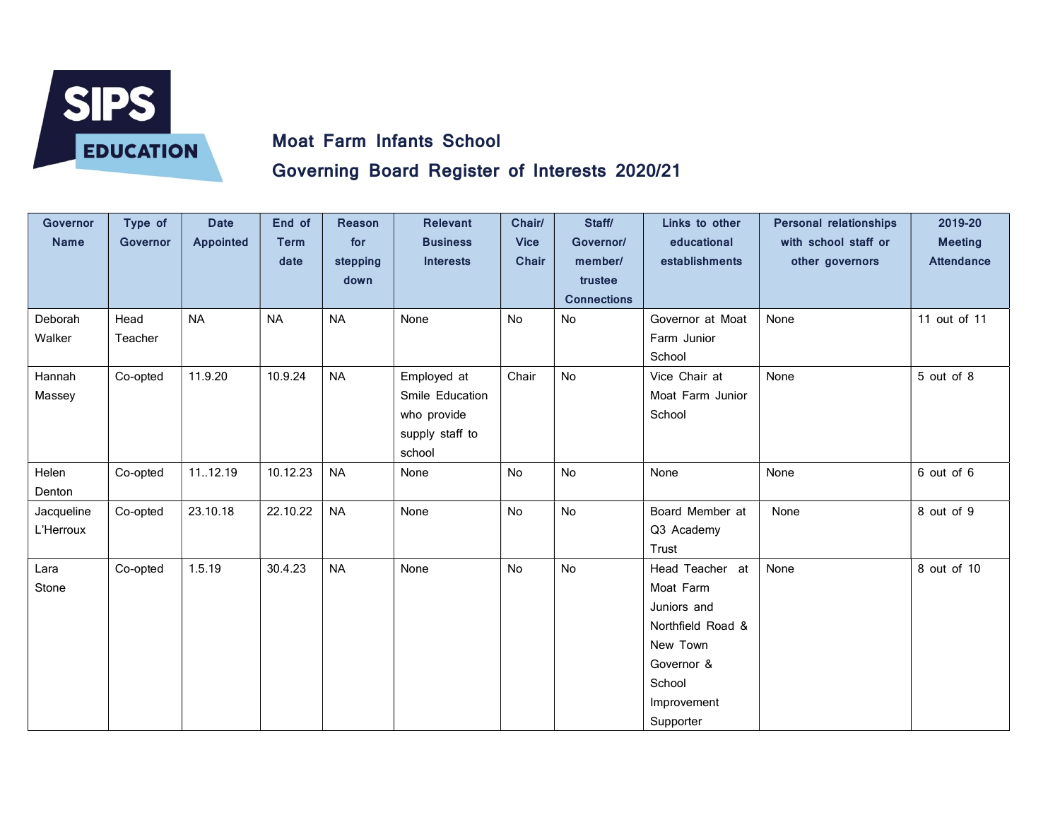SIPS EDUCATION

## Moat Farm Infants School

## Governing Board Register of Interests 2020/21

| Governor Name | Type of Governor | Date Appointed | End of Term date | Reason for stepping down | Relevant Business Interests | Chair/ Vice Chair | Staff/ Governor/ member/ trustee Connections | Links to other educational establishments | Personal relationships with school staff or other governors | 2019-20 Meeting Attendance |
|---|---|---|---|---|---|---|---|---|---|---|
| Deborah Walker | Head Teacher | NA | NA | NA | None | No | No | Governor at Moat Farm Junior School | None | 11 out of 11 |
| Hannah Massey | Co-opted | 11.9.20 | 10.9.24 | NA | Employed at Smile Education who provide supply staff to school | Chair | No | Vice Chair at Moat Farm Junior School | None | 5 out of 8 |
| Helen Denton | Co-opted | 11..12.19 | 10.12.23 | NA | None | No | No | None | None | 6 out of 6 |
| Jacqueline L'Herroux | Co-opted | 23.10.18 | 22.10.22 | NA | None | No | No | Board Member at Q3 Academy Trust | None | 8 out of 9 |
| Lara Stone | Co-opted | 1.5.19 | 30.4.23 | NA | None | No | No | Head Teacher at Moat Farm Juniors and Northfield Road & New Town Governor & School Improvement Supporter | None | 8 out of 10 |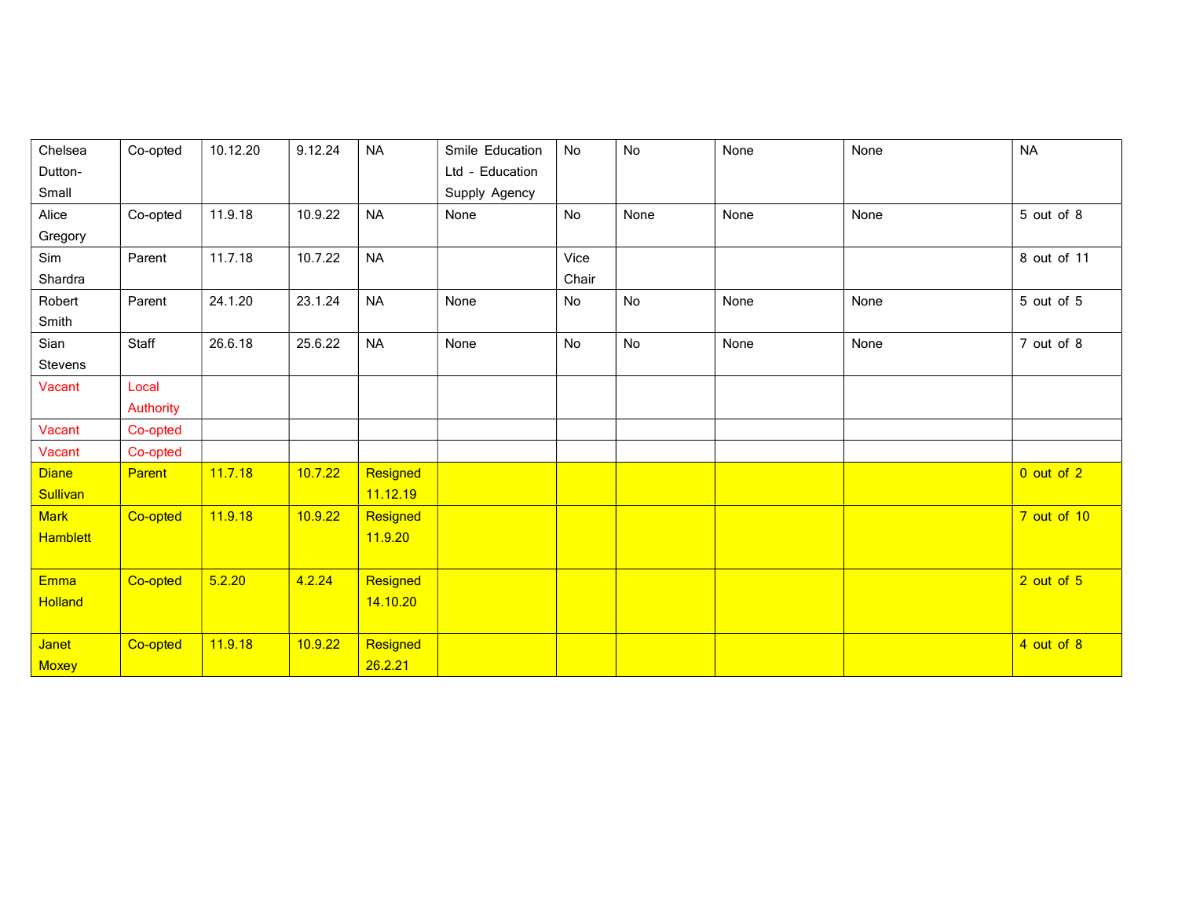| | | | | | | | | | | |
|---|---|---|---|---|---|---|---|---|---|---|
| Chelsea Dutton-Small | Co-opted | 10.12.20 | 9.12.24 | NA | Smile Education Ltd - Education Supply Agency | No | No | None | None | NA |
| Alice Gregory | Co-opted | 11.9.18 | 10.9.22 | NA | None | No | None | None | None | 5 out of 8 |
| Sim Shardra | Parent | 11.7.18 | 10.7.22 | NA | | Vice Chair | | | | 8 out of 11 |
| Robert Smith | Parent | 24.1.20 | 23.1.24 | NA | None | No | No | None | None | 5 out of 5 |
| Sian Stevens | Staff | 26.6.18 | 25.6.22 | NA | None | No | No | None | None | 7 out of 8 |
| Vacant | Local Authority | | | | | | | | | |
| Vacant | Co-opted | | | | | | | | | |
| Vacant | Co-opted | | | | | | | | | |
| Diane Sullivan | Parent | 11.7.18 | 10.7.22 | Resigned 11.12.19 | | | | | | 0 out of 2 |
| Mark Hamblett | Co-opted | 11.9.18 | 10.9.22 | Resigned 11.9.20 | | | | | | 7 out of 10 |
| Emma Holland | Co-opted | 5.2.20 | 4.2.24 | Resigned 14.10.20 | | | | | | 2 out of 5 |
| Janet Moxey | Co-opted | 11.9.18 | 10.9.22 | Resigned 26.2.21 | | | | | | 4 out of 8 |